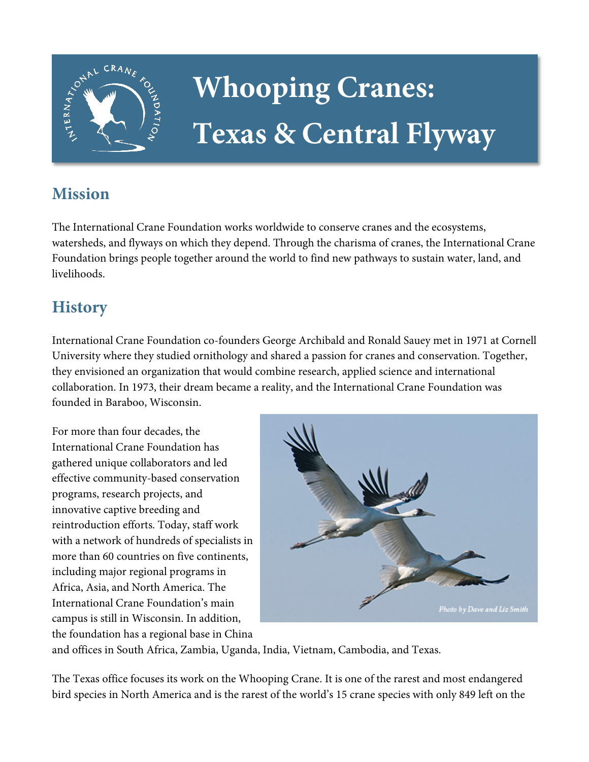# Whooping Cranes: Texas & Central Flyway

## Mission

The International Crane Foundation works worldwide to conserve cranes and the ecosystems, watersheds, and flyways on which they depend. Through the charisma of cranes, the International Crane Foundation brings people together around the world to find new pathways to sustain water, land, and livelihoods.

## History

International Crane Foundation co-founders George Archibald and Ronald Sauey met in 1971 at Cornell University where they studied ornithology and shared a passion for cranes and conservation. Together, they envisioned an organization that would combine research, applied science and international collaboration. In 1973, their dream became a reality, and the International Crane Foundation was founded in Baraboo, Wisconsin.

For more than four decades, the International Crane Foundation has gathered unique collaborators and led effective community-based conservation programs, research projects, and innovative captive breeding and reintroduction efforts. Today, staff work with a network of hundreds of specialists in more than 60 countries on five continents, including major regional programs in Africa, Asia, and North America. The International Crane Foundation's main campus is still in Wisconsin. In addition, the foundation has a regional base in China and offices in South Africa, Zambia, Uganda, India, Vietnam, Cambodia, and Texas.

*Photo by Dave and Liz Smith*

The Texas office focuses its work on the Whooping Crane. It is one of the rarest and most endangered bird species in North America and is the rarest of the world's 15 crane species with only 849 left on the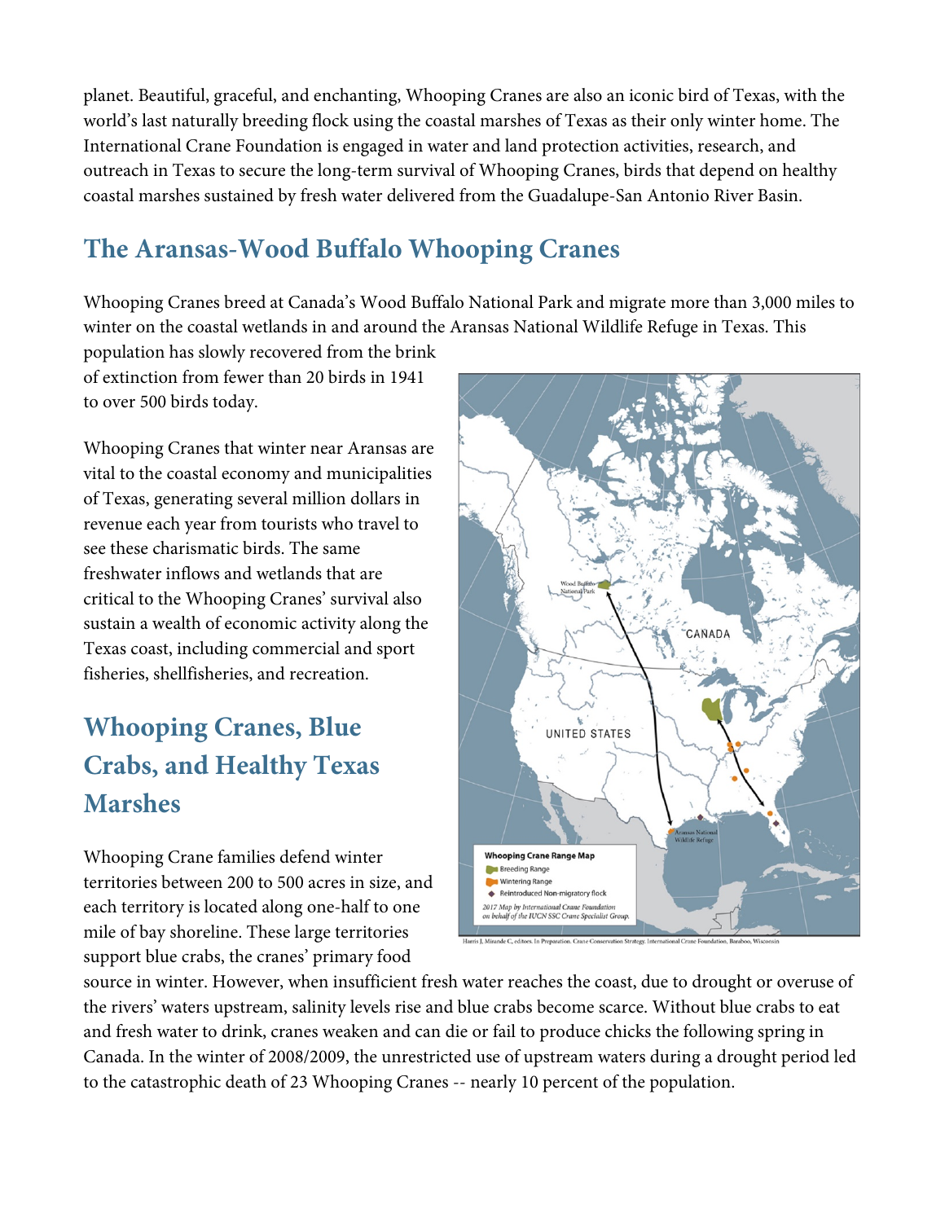planet. Beautiful, graceful, and enchanting, Whooping Cranes are also an iconic bird of Texas, with the world's last naturally breeding flock using the coastal marshes of Texas as their only winter home. The International Crane Foundation is engaged in water and land protection activities, research, and outreach in Texas to secure the long-term survival of Whooping Cranes, birds that depend on healthy coastal marshes sustained by fresh water delivered from the Guadalupe-San Antonio River Basin.

## The Aransas-Wood Buffalo Whooping Cranes

Whooping Cranes breed at Canada's Wood Buffalo National Park and migrate more than 3,000 miles to winter on the coastal wetlands in and around the Aransas National Wildlife Refuge in Texas. This population has slowly recovered from the brink of extinction from fewer than 20 birds in 1941 to over 500 birds today.

Whooping Cranes that winter near Aransas are vital to the coastal economy and municipalities of Texas, generating several million dollars in revenue each year from tourists who travel to see these charismatic birds. The same freshwater inflows and wetlands that are critical to the Whooping Cranes' survival also sustain a wealth of economic activity along the Texas coast, including commercial and sport fisheries, shellfisheries, and recreation.

Whooping Crane Range Map
- Breeding Range
- Wintering Range
- Reintroduced Non-migratory flock

*2017 Map by International Crane Foundation on behalf of the IUCN SSC Crane Specialist Group.*

Harris J, Mirande C, editors. In Preparation. Crane Conservation Strategy. International Crane Foundation, Baraboo, Wisconsin

## Whooping Cranes, Blue Crabs, and Healthy Texas Marshes

Whooping Crane families defend winter territories between 200 to 500 acres in size, and each territory is located along one-half to one mile of bay shoreline. These large territories support blue crabs, the cranes' primary food source in winter. However, when insufficient fresh water reaches the coast, due to drought or overuse of the rivers' waters upstream, salinity levels rise and blue crabs become scarce. Without blue crabs to eat and fresh water to drink, cranes weaken and can die or fail to produce chicks the following spring in Canada. In the winter of 2008/2009, the unrestricted use of upstream waters during a drought period led to the catastrophic death of 23 Whooping Cranes -- nearly 10 percent of the population.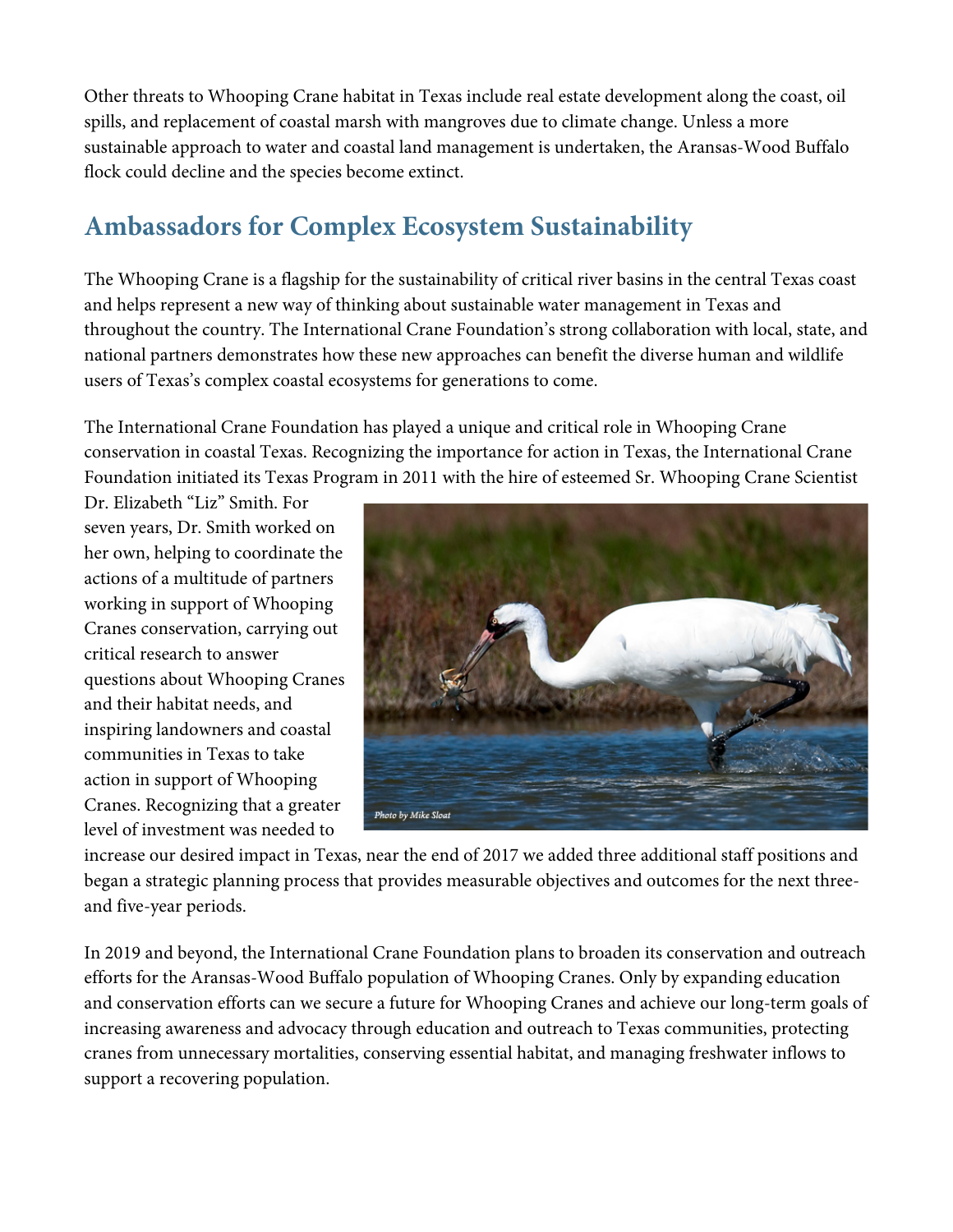Other threats to Whooping Crane habitat in Texas include real estate development along the coast, oil spills, and replacement of coastal marsh with mangroves due to climate change. Unless a more sustainable approach to water and coastal land management is undertaken, the Aransas-Wood Buffalo flock could decline and the species become extinct.

## Ambassadors for Complex Ecosystem Sustainability

The Whooping Crane is a flagship for the sustainability of critical river basins in the central Texas coast and helps represent a new way of thinking about sustainable water management in Texas and throughout the country. The International Crane Foundation's strong collaboration with local, state, and national partners demonstrates how these new approaches can benefit the diverse human and wildlife users of Texas's complex coastal ecosystems for generations to come.

The International Crane Foundation has played a unique and critical role in Whooping Crane conservation in coastal Texas. Recognizing the importance for action in Texas, the International Crane Foundation initiated its Texas Program in 2011 with the hire of esteemed Sr. Whooping Crane Scientist Dr. Elizabeth "Liz" Smith. For seven years, Dr. Smith worked on her own, helping to coordinate the actions of a multitude of partners working in support of Whooping Cranes conservation, carrying out critical research to answer questions about Whooping Cranes and their habitat needs, and inspiring landowners and coastal communities in Texas to take action in support of Whooping Cranes. Recognizing that a greater level of investment was needed to increase our desired impact in Texas, near the end of 2017 we added three additional staff positions and began a strategic planning process that provides measurable objectives and outcomes for the next three- and five-year periods.

*Photo by Mike Sloat*

In 2019 and beyond, the International Crane Foundation plans to broaden its conservation and outreach efforts for the Aransas-Wood Buffalo population of Whooping Cranes. Only by expanding education and conservation efforts can we secure a future for Whooping Cranes and achieve our long-term goals of increasing awareness and advocacy through education and outreach to Texas communities, protecting cranes from unnecessary mortalities, conserving essential habitat, and managing freshwater inflows to support a recovering population.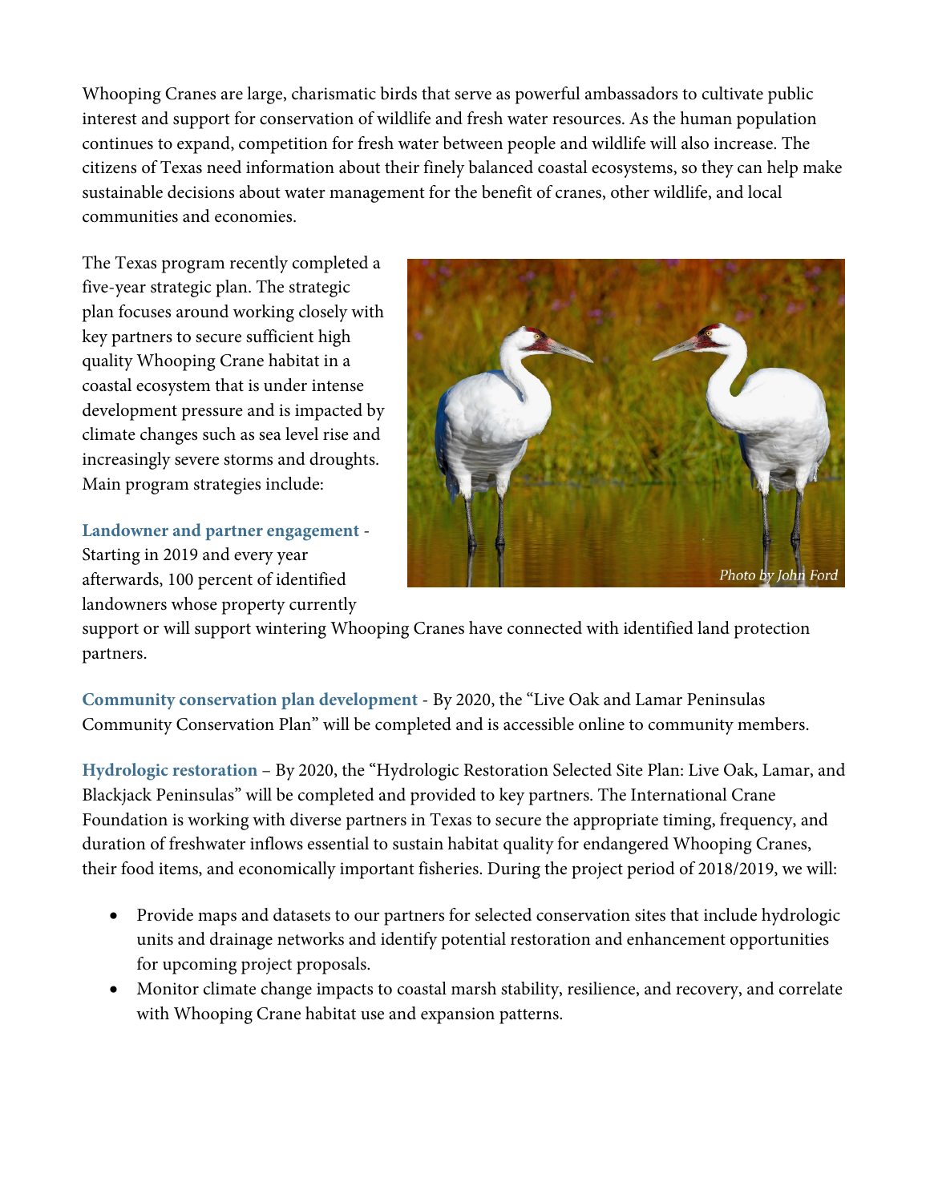Whooping Cranes are large, charismatic birds that serve as powerful ambassadors to cultivate public interest and support for conservation of wildlife and fresh water resources. As the human population continues to expand, competition for fresh water between people and wildlife will also increase. The citizens of Texas need information about their finely balanced coastal ecosystems, so they can help make sustainable decisions about water management for the benefit of cranes, other wildlife, and local communities and economies.

The Texas program recently completed a five-year strategic plan. The strategic plan focuses around working closely with key partners to secure sufficient high quality Whooping Crane habitat in a coastal ecosystem that is under intense development pressure and is impacted by climate changes such as sea level rise and increasingly severe storms and droughts. Main program strategies include:

Photo by John Ford

**Landowner and partner engagement** - Starting in 2019 and every year afterwards, 100 percent of identified landowners whose property currently support or will support wintering Whooping Cranes have connected with identified land protection partners.

**Community conservation plan development** - By 2020, the "Live Oak and Lamar Peninsulas Community Conservation Plan" will be completed and is accessible online to community members.

**Hydrologic restoration** – By 2020, the "Hydrologic Restoration Selected Site Plan: Live Oak, Lamar, and Blackjack Peninsulas" will be completed and provided to key partners. The International Crane Foundation is working with diverse partners in Texas to secure the appropriate timing, frequency, and duration of freshwater inflows essential to sustain habitat quality for endangered Whooping Cranes, their food items, and economically important fisheries. During the project period of 2018/2019, we will:

- Provide maps and datasets to our partners for selected conservation sites that include hydrologic units and drainage networks and identify potential restoration and enhancement opportunities for upcoming project proposals.
- Monitor climate change impacts to coastal marsh stability, resilience, and recovery, and correlate with Whooping Crane habitat use and expansion patterns.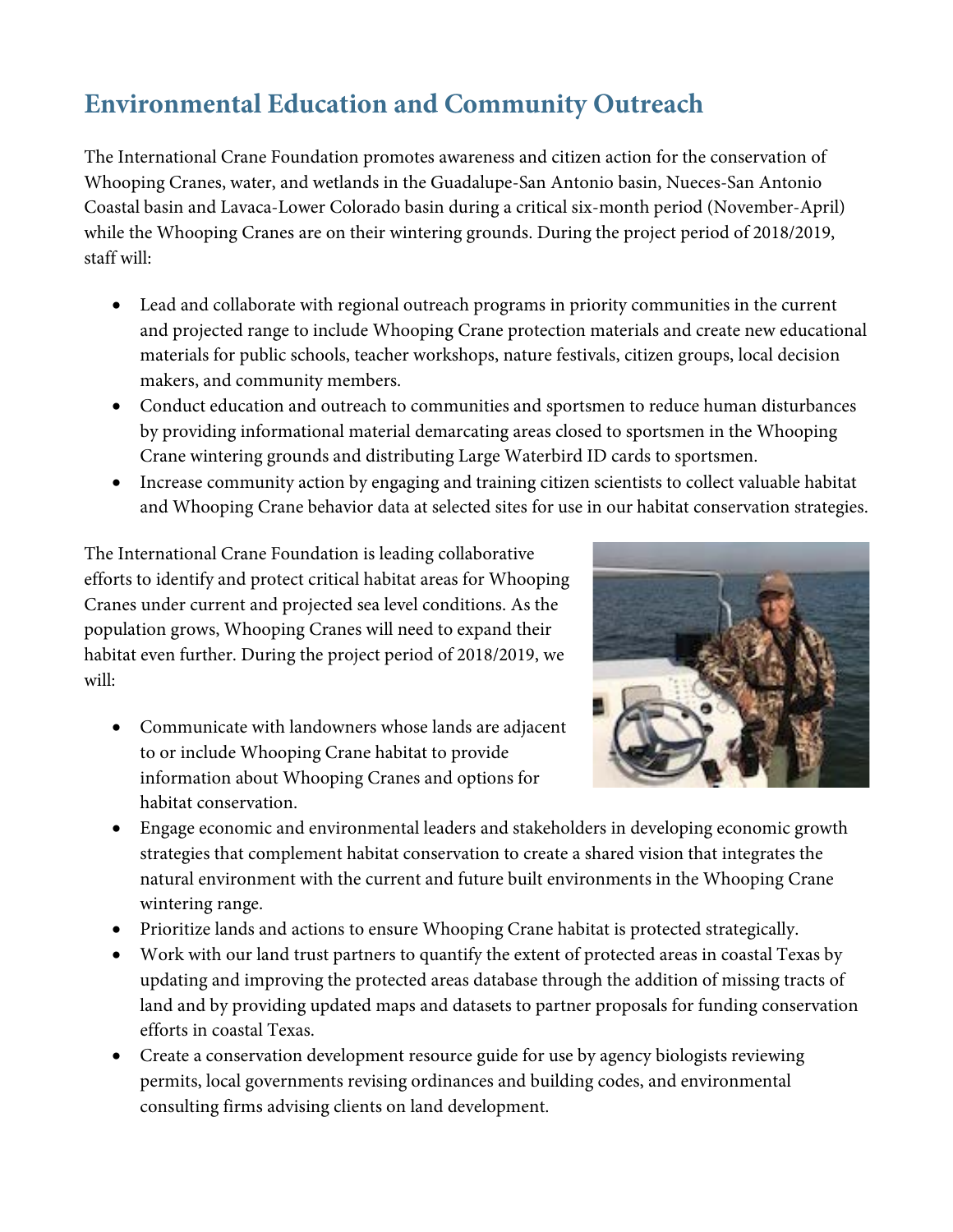# Environmental Education and Community Outreach

The International Crane Foundation promotes awareness and citizen action for the conservation of Whooping Cranes, water, and wetlands in the Guadalupe-San Antonio basin, Nueces-San Antonio Coastal basin and Lavaca-Lower Colorado basin during a critical six-month period (November-April) while the Whooping Cranes are on their wintering grounds. During the project period of 2018/2019, staff will:

- Lead and collaborate with regional outreach programs in priority communities in the current and projected range to include Whooping Crane protection materials and create new educational materials for public schools, teacher workshops, nature festivals, citizen groups, local decision makers, and community members.
- Conduct education and outreach to communities and sportsmen to reduce human disturbances by providing informational material demarcating areas closed to sportsmen in the Whooping Crane wintering grounds and distributing Large Waterbird ID cards to sportsmen.
- Increase community action by engaging and training citizen scientists to collect valuable habitat and Whooping Crane behavior data at selected sites for use in our habitat conservation strategies.

The International Crane Foundation is leading collaborative efforts to identify and protect critical habitat areas for Whooping Cranes under current and projected sea level conditions. As the population grows, Whooping Cranes will need to expand their habitat even further. During the project period of 2018/2019, we will:

- Communicate with landowners whose lands are adjacent to or include Whooping Crane habitat to provide information about Whooping Cranes and options for habitat conservation.
- Engage economic and environmental leaders and stakeholders in developing economic growth strategies that complement habitat conservation to create a shared vision that integrates the natural environment with the current and future built environments in the Whooping Crane wintering range.
- Prioritize lands and actions to ensure Whooping Crane habitat is protected strategically.
- Work with our land trust partners to quantify the extent of protected areas in coastal Texas by updating and improving the protected areas database through the addition of missing tracts of land and by providing updated maps and datasets to partner proposals for funding conservation efforts in coastal Texas.
- Create a conservation development resource guide for use by agency biologists reviewing permits, local governments revising ordinances and building codes, and environmental consulting firms advising clients on land development.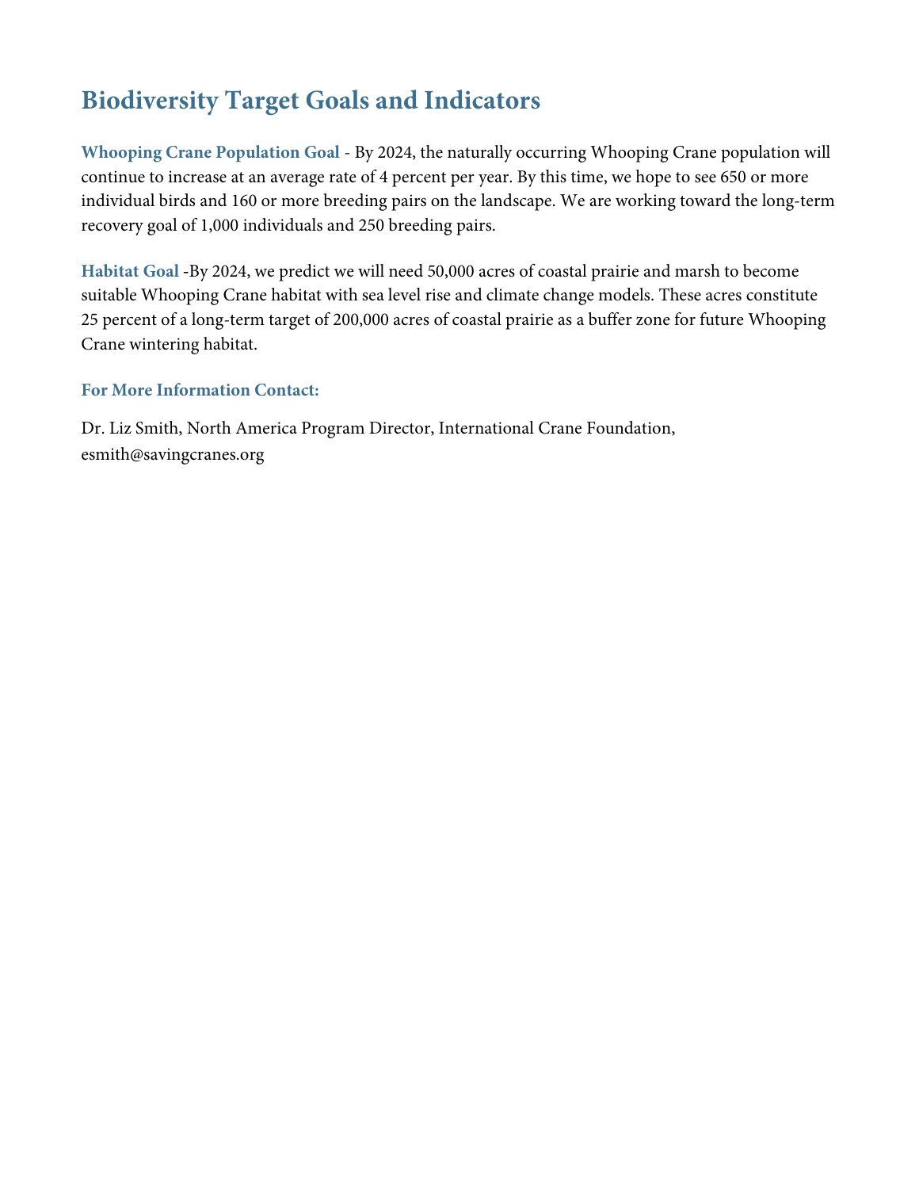## Biodiversity Target Goals and Indicators

**Whooping Crane Population Goal** - By 2024, the naturally occurring Whooping Crane population will continue to increase at an average rate of 4 percent per year. By this time, we hope to see 650 or more individual birds and 160 or more breeding pairs on the landscape. We are working toward the long-term recovery goal of 1,000 individuals and 250 breeding pairs.

**Habitat Goal** -By 2024, we predict we will need 50,000 acres of coastal prairie and marsh to become suitable Whooping Crane habitat with sea level rise and climate change models. These acres constitute 25 percent of a long-term target of 200,000 acres of coastal prairie as a buffer zone for future Whooping Crane wintering habitat.

**For More Information Contact:**

Dr. Liz Smith, North America Program Director, International Crane Foundation, esmith@savingcranes.org